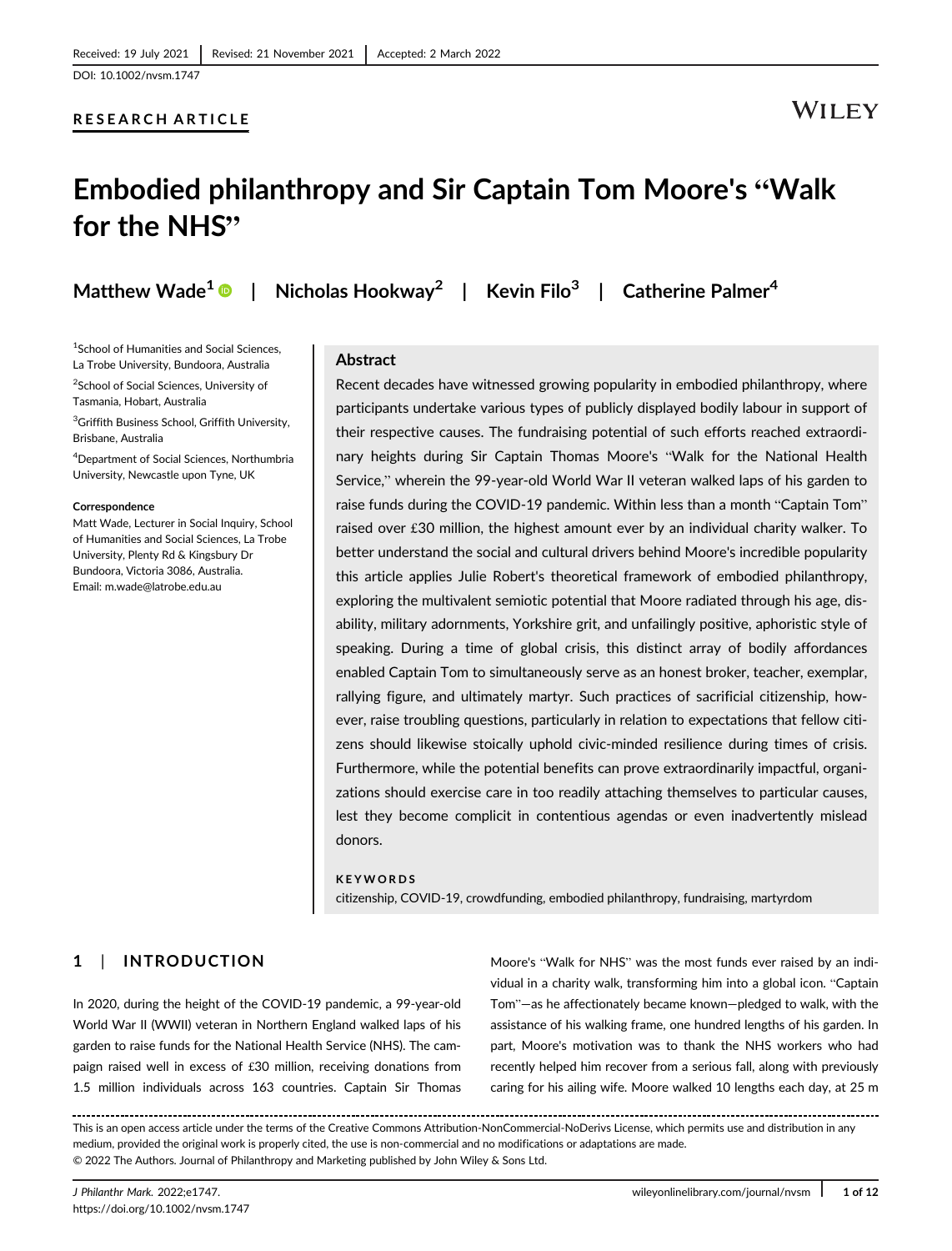Received: 19 July 2021 | Revised: 21 November 2021 | Accepted: 2 March 2022

DOI: 10.1002/nvsm.1747

**RESEARCH ARTICLE**

# Embodied philanthropy and Sir Captain Tom Moore's "Walk for the NHS"

**Matthew Wade[1] | Nicholas Hookway[2] | Kevin Filo[3] | Catherine Palmer[4]**

[1]School of Humanities and Social Sciences, La Trobe University, Bundoora, Australia

[2]School of Social Sciences, University of Tasmania, Hobart, Australia

[3]Griffith Business School, Griffith University, Brisbane, Australia

[4]Department of Social Sciences, Northumbria University, Newcastle upon Tyne, UK

**Correspondence**

Matt Wade, Lecturer in Social Inquiry, School of Humanities and Social Sciences, La Trobe University, Plenty Rd & Kingsbury Dr Bundoora, Victoria 3086, Australia.
Email: m.wade@latrobe.edu.au

## Abstract

Recent decades have witnessed growing popularity in embodied philanthropy, where participants undertake various types of publicly displayed bodily labour in support of their respective causes. The fundraising potential of such efforts reached extraordinary heights during Sir Captain Thomas Moore's "Walk for the National Health Service," wherein the 99-year-old World War II veteran walked laps of his garden to raise funds during the COVID-19 pandemic. Within less than a month "Captain Tom" raised over £30 million, the highest amount ever by an individual charity walker. To better understand the social and cultural drivers behind Moore's incredible popularity this article applies Julie Robert's theoretical framework of embodied philanthropy, exploring the multivalent semiotic potential that Moore radiated through his age, disability, military adornments, Yorkshire grit, and unfailingly positive, aphoristic style of speaking. During a time of global crisis, this distinct array of bodily affordances enabled Captain Tom to simultaneously serve as an honest broker, teacher, exemplar, rallying figure, and ultimately martyr. Such practices of sacrificial citizenship, however, raise troubling questions, particularly in relation to expectations that fellow citizens should likewise stoically uphold civic-minded resilience during times of crisis. Furthermore, while the potential benefits can prove extraordinarily impactful, organizations should exercise care in too readily attaching themselves to particular causes, lest they become complicit in contentious agendas or even inadvertently mislead donors.

**KEYWORDS**

citizenship, COVID-19, crowdfunding, embodied philanthropy, fundraising, martyrdom

## 1 | INTRODUCTION

In 2020, during the height of the COVID-19 pandemic, a 99-year-old World War II (WWII) veteran in Northern England walked laps of his garden to raise funds for the National Health Service (NHS). The campaign raised well in excess of £30 million, receiving donations from 1.5 million individuals across 163 countries. Captain Sir Thomas Moore's "Walk for NHS" was the most funds ever raised by an individual in a charity walk, transforming him into a global icon. "Captain Tom"—as he affectionately became known—pledged to walk, with the assistance of his walking frame, one hundred lengths of his garden. In part, Moore's motivation was to thank the NHS workers who had recently helped him recover from a serious fall, along with previously caring for his ailing wife. Moore walked 10 lengths each day, at 25 m

This is an open access article under the terms of the Creative Commons Attribution-NonCommercial-NoDerivs License, which permits use and distribution in any medium, provided the original work is properly cited, the use is non-commercial and no modifications or adaptations are made.
© 2022 The Authors. Journal of Philanthropy and Marketing published by John Wiley & Sons Ltd.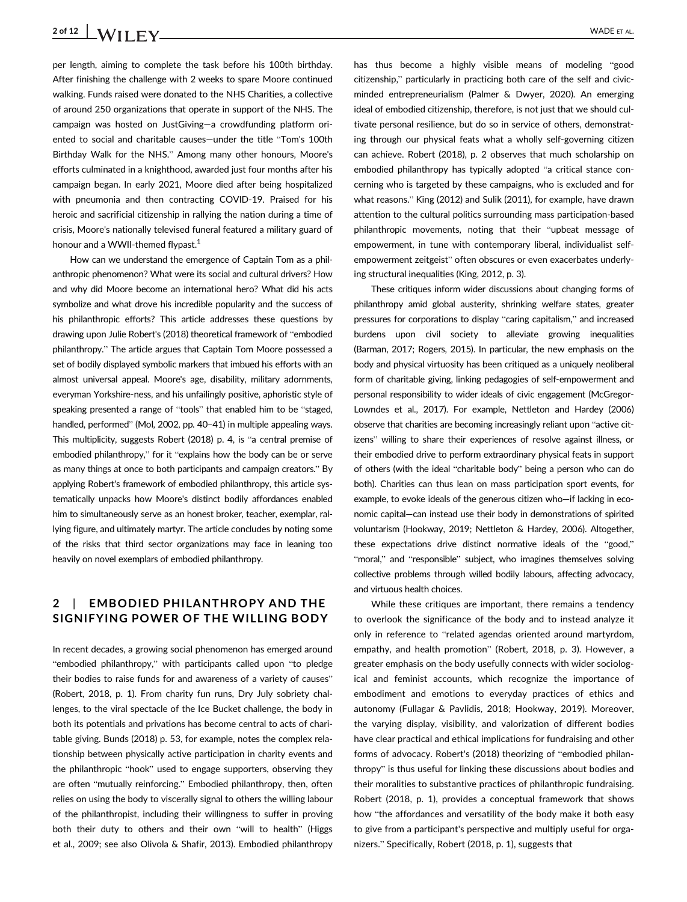per length, aiming to complete the task before his 100th birthday. After finishing the challenge with 2 weeks to spare Moore continued walking. Funds raised were donated to the NHS Charities, a collective of around 250 organizations that operate in support of the NHS. The campaign was hosted on JustGiving—a crowdfunding platform oriented to social and charitable causes—under the title "Tom's 100th Birthday Walk for the NHS." Among many other honours, Moore's efforts culminated in a knighthood, awarded just four months after his campaign began. In early 2021, Moore died after being hospitalized with pneumonia and then contracting COVID-19. Praised for his heroic and sacrificial citizenship in rallying the nation during a time of crisis, Moore's nationally televised funeral featured a military guard of honour and a WWII-themed flypast.[1]

How can we understand the emergence of Captain Tom as a philanthropic phenomenon? What were its social and cultural drivers? How and why did Moore become an international hero? What did his acts symbolize and what drove his incredible popularity and the success of his philanthropic efforts? This article addresses these questions by drawing upon Julie Robert's (2018) theoretical framework of "embodied philanthropy." The article argues that Captain Tom Moore possessed a set of bodily displayed symbolic markers that imbued his efforts with an almost universal appeal. Moore's age, disability, military adornments, everyman Yorkshire-ness, and his unfailingly positive, aphoristic style of speaking presented a range of "tools" that enabled him to be "staged, handled, performed" (Mol, 2002, pp. 40–41) in multiple appealing ways. This multiplicity, suggests Robert (2018) p. 4, is "a central premise of embodied philanthropy," for it "explains how the body can be or serve as many things at once to both participants and campaign creators." By applying Robert's framework of embodied philanthropy, this article systematically unpacks how Moore's distinct bodily affordances enabled him to simultaneously serve as an honest broker, teacher, exemplar, rallying figure, and ultimately martyr. The article concludes by noting some of the risks that third sector organizations may face in leaning too heavily on novel exemplars of embodied philanthropy.

## 2 | EMBODIED PHILANTHROPY AND THE SIGNIFYING POWER OF THE WILLING BODY

In recent decades, a growing social phenomenon has emerged around "embodied philanthropy," with participants called upon "to pledge their bodies to raise funds for and awareness of a variety of causes" (Robert, 2018, p. 1). From charity fun runs, Dry July sobriety challenges, to the viral spectacle of the Ice Bucket challenge, the body in both its potentials and privations has become central to acts of charitable giving. Bunds (2018) p. 53, for example, notes the complex relationship between physically active participation in charity events and the philanthropic "hook" used to engage supporters, observing they are often "mutually reinforcing." Embodied philanthropy, then, often relies on using the body to viscerally signal to others the willing labour of the philanthropist, including their willingness to suffer in proving both their duty to others and their own "will to health" (Higgs et al., 2009; see also Olivola & Shafir, 2013). Embodied philanthropy has thus become a highly visible means of modeling "good citizenship," particularly in practicing both care of the self and civic-minded entrepreneurialism (Palmer & Dwyer, 2020). An emerging ideal of embodied citizenship, therefore, is not just that we should cultivate personal resilience, but do so in service of others, demonstrating through our physical feats what a wholly self-governing citizen can achieve. Robert (2018), p. 2 observes that much scholarship on embodied philanthropy has typically adopted "a critical stance concerning who is targeted by these campaigns, who is excluded and for what reasons." King (2012) and Sulik (2011), for example, have drawn attention to the cultural politics surrounding mass participation-based philanthropic movements, noting that their "upbeat message of empowerment, in tune with contemporary liberal, individualist self-empowerment zeitgeist" often obscures or even exacerbates underlying structural inequalities (King, 2012, p. 3).

These critiques inform wider discussions about changing forms of philanthropy amid global austerity, shrinking welfare states, greater pressures for corporations to display "caring capitalism," and increased burdens upon civil society to alleviate growing inequalities (Barman, 2017; Rogers, 2015). In particular, the new emphasis on the body and physical virtuosity has been critiqued as a uniquely neoliberal form of charitable giving, linking pedagogies of self-empowerment and personal responsibility to wider ideals of civic engagement (McGregor-Lowndes et al., 2017). For example, Nettleton and Hardey (2006) observe that charities are becoming increasingly reliant upon "active citizens" willing to share their experiences of resolve against illness, or their embodied drive to perform extraordinary physical feats in support of others (with the ideal "charitable body" being a person who can do both). Charities can thus lean on mass participation sport events, for example, to evoke ideals of the generous citizen who—if lacking in economic capital—can instead use their body in demonstrations of spirited voluntarism (Hookway, 2019; Nettleton & Hardey, 2006). Altogether, these expectations drive distinct normative ideals of the "good," "moral," and "responsible" subject, who imagines themselves solving collective problems through willed bodily labours, affecting advocacy, and virtuous health choices.

While these critiques are important, there remains a tendency to overlook the significance of the body and to instead analyze it only in reference to "related agendas oriented around martyrdom, empathy, and health promotion" (Robert, 2018, p. 3). However, a greater emphasis on the body usefully connects with wider sociological and feminist accounts, which recognize the importance of embodiment and emotions to everyday practices of ethics and autonomy (Fullagar & Pavlidis, 2018; Hookway, 2019). Moreover, the varying display, visibility, and valorization of different bodies have clear practical and ethical implications for fundraising and other forms of advocacy. Robert's (2018) theorizing of "embodied philanthropy" is thus useful for linking these discussions about bodies and their moralities to substantive practices of philanthropic fundraising. Robert (2018, p. 1), provides a conceptual framework that shows how "the affordances and versatility of the body make it both easy to give from a participant's perspective and multiply useful for organizers." Specifically, Robert (2018, p. 1), suggests that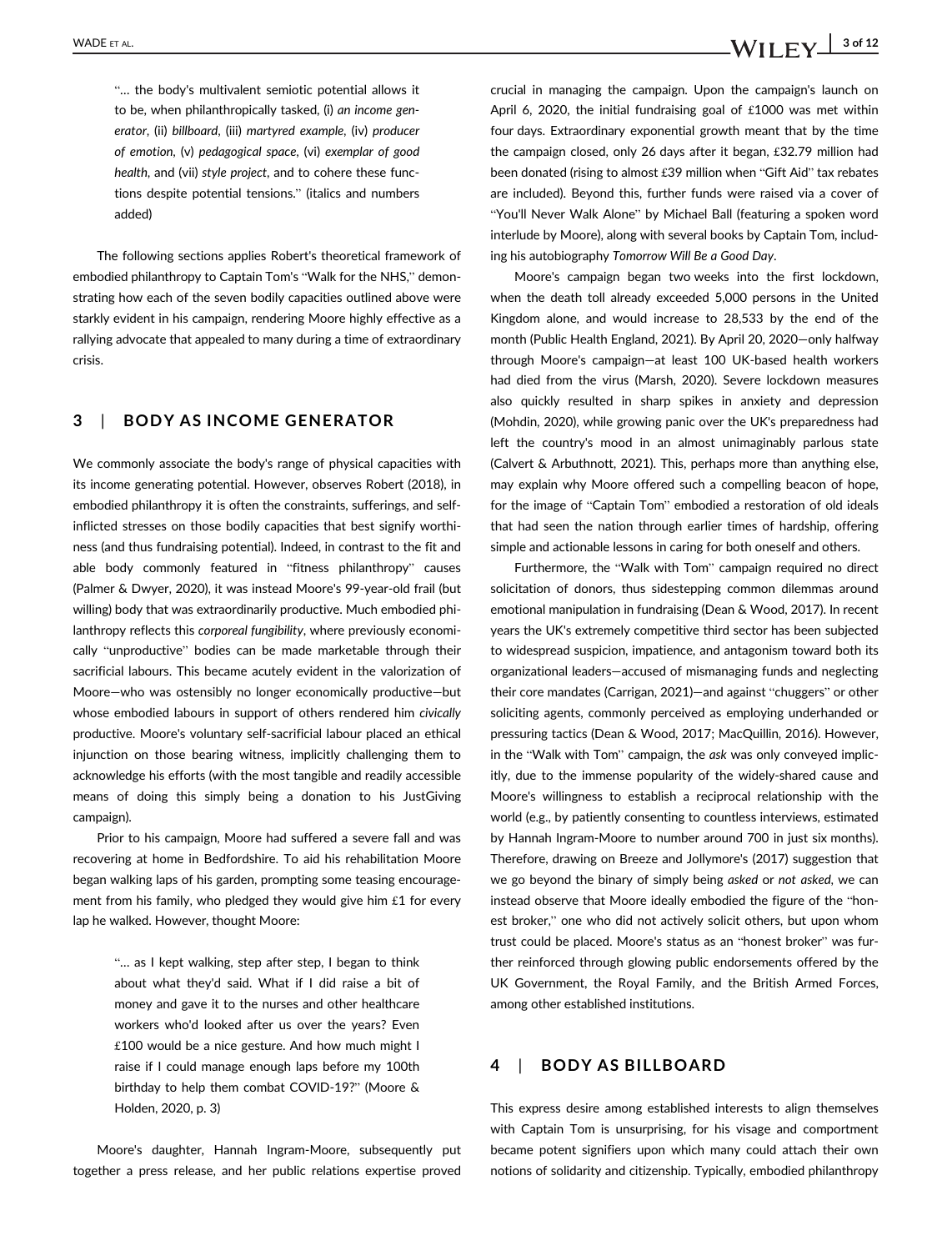> "… the body's multivalent semiotic potential allows it to be, when philanthropically tasked, (i) *an income generator*, (ii) *billboard*, (iii) *martyred example*, (iv) *producer of emotion*, (v) *pedagogical space*, (vi) *exemplar of good health*, and (vii) *style project*, and to cohere these functions despite potential tensions." (italics and numbers added)

The following sections applies Robert's theoretical framework of embodied philanthropy to Captain Tom's "Walk for the NHS," demonstrating how each of the seven bodily capacities outlined above were starkly evident in his campaign, rendering Moore highly effective as a rallying advocate that appealed to many during a time of extraordinary crisis.

## 3 | BODY AS INCOME GENERATOR

We commonly associate the body's range of physical capacities with its income generating potential. However, observes Robert (2018), in embodied philanthropy it is often the constraints, sufferings, and self-inflicted stresses on those bodily capacities that best signify worthiness (and thus fundraising potential). Indeed, in contrast to the fit and able body commonly featured in "fitness philanthropy" causes (Palmer & Dwyer, 2020), it was instead Moore's 99-year-old frail (but willing) body that was extraordinarily productive. Much embodied philanthropy reflects this *corporeal fungibility*, where previously economically "unproductive" bodies can be made marketable through their sacrificial labours. This became acutely evident in the valorization of Moore—who was ostensibly no longer economically productive—but whose embodied labours in support of others rendered him *civically* productive. Moore's voluntary self-sacrificial labour placed an ethical injunction on those bearing witness, implicitly challenging them to acknowledge his efforts (with the most tangible and readily accessible means of doing this simply being a donation to his JustGiving campaign).

Prior to his campaign, Moore had suffered a severe fall and was recovering at home in Bedfordshire. To aid his rehabilitation Moore began walking laps of his garden, prompting some teasing encouragement from his family, who pledged they would give him £1 for every lap he walked. However, thought Moore:

> "… as I kept walking, step after step, I began to think about what they'd said. What if I did raise a bit of money and gave it to the nurses and other healthcare workers who'd looked after us over the years? Even £100 would be a nice gesture. And how much might I raise if I could manage enough laps before my 100th birthday to help them combat COVID-19?" (Moore & Holden, 2020, p. 3)

Moore's daughter, Hannah Ingram-Moore, subsequently put together a press release, and her public relations expertise proved crucial in managing the campaign. Upon the campaign's launch on April 6, 2020, the initial fundraising goal of £1000 was met within four days. Extraordinary exponential growth meant that by the time the campaign closed, only 26 days after it began, £32.79 million had been donated (rising to almost £39 million when "Gift Aid" tax rebates are included). Beyond this, further funds were raised via a cover of "You'll Never Walk Alone" by Michael Ball (featuring a spoken word interlude by Moore), along with several books by Captain Tom, including his autobiography *Tomorrow Will Be a Good Day*.

Moore's campaign began two weeks into the first lockdown, when the death toll already exceeded 5,000 persons in the United Kingdom alone, and would increase to 28,533 by the end of the month (Public Health England, 2021). By April 20, 2020—only halfway through Moore's campaign—at least 100 UK-based health workers had died from the virus (Marsh, 2020). Severe lockdown measures also quickly resulted in sharp spikes in anxiety and depression (Mohdin, 2020), while growing panic over the UK's preparedness had left the country's mood in an almost unimaginably parlous state (Calvert & Arbuthnott, 2021). This, perhaps more than anything else, may explain why Moore offered such a compelling beacon of hope, for the image of "Captain Tom" embodied a restoration of old ideals that had seen the nation through earlier times of hardship, offering simple and actionable lessons in caring for both oneself and others.

Furthermore, the "Walk with Tom" campaign required no direct solicitation of donors, thus sidestepping common dilemmas around emotional manipulation in fundraising (Dean & Wood, 2017). In recent years the UK's extremely competitive third sector has been subjected to widespread suspicion, impatience, and antagonism toward both its organizational leaders—accused of mismanaging funds and neglecting their core mandates (Carrigan, 2021)—and against "chuggers" or other soliciting agents, commonly perceived as employing underhanded or pressuring tactics (Dean & Wood, 2017; MacQuillin, 2016). However, in the "Walk with Tom" campaign, the *ask* was only conveyed implicitly, due to the immense popularity of the widely-shared cause and Moore's willingness to establish a reciprocal relationship with the world (e.g., by patiently consenting to countless interviews, estimated by Hannah Ingram-Moore to number around 700 in just six months). Therefore, drawing on Breeze and Jollymore's (2017) suggestion that we go beyond the binary of simply being *asked* or *not asked*, we can instead observe that Moore ideally embodied the figure of the "honest broker," one who did not actively solicit others, but upon whom trust could be placed. Moore's status as an "honest broker" was further reinforced through glowing public endorsements offered by the UK Government, the Royal Family, and the British Armed Forces, among other established institutions.

## 4 | BODY AS BILLBOARD

This express desire among established interests to align themselves with Captain Tom is unsurprising, for his visage and comportment became potent signifiers upon which many could attach their own notions of solidarity and citizenship. Typically, embodied philanthropy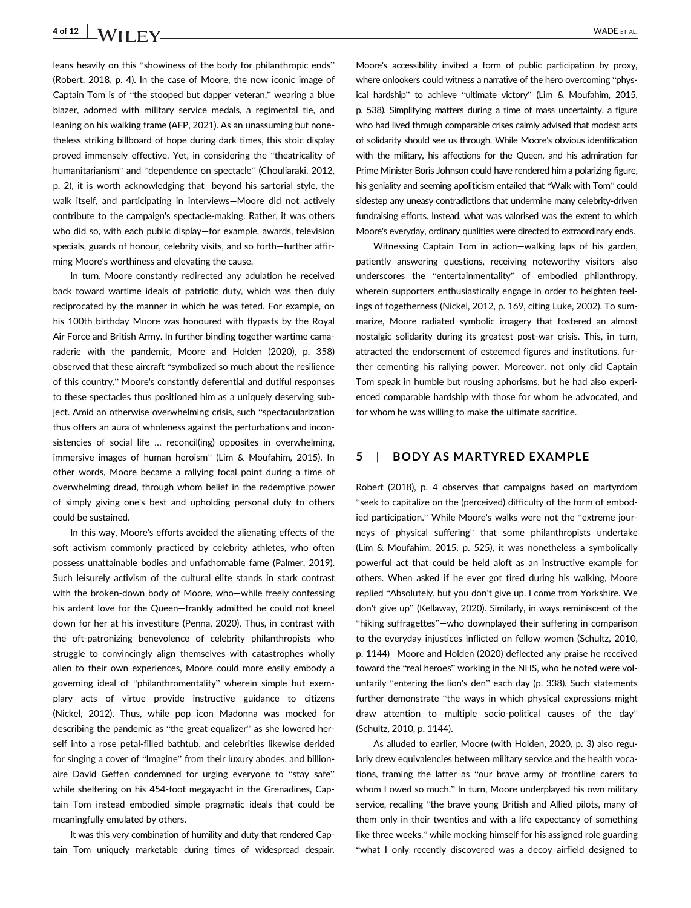leans heavily on this "showiness of the body for philanthropic ends" (Robert, 2018, p. 4). In the case of Moore, the now iconic image of Captain Tom is of "the stooped but dapper veteran," wearing a blue blazer, adorned with military service medals, a regimental tie, and leaning on his walking frame (AFP, 2021). As an unassuming but nonetheless striking billboard of hope during dark times, this stoic display proved immensely effective. Yet, in considering the "theatricality of humanitarianism" and "dependence on spectacle" (Chouliaraki, 2012, p. 2), it is worth acknowledging that—beyond his sartorial style, the walk itself, and participating in interviews—Moore did not actively contribute to the campaign's spectacle-making. Rather, it was others who did so, with each public display—for example, awards, television specials, guards of honour, celebrity visits, and so forth—further affirming Moore's worthiness and elevating the cause.

In turn, Moore constantly redirected any adulation he received back toward wartime ideals of patriotic duty, which was then duly reciprocated by the manner in which he was feted. For example, on his 100th birthday Moore was honoured with flypasts by the Royal Air Force and British Army. In further binding together wartime camaraderie with the pandemic, Moore and Holden (2020), p. 358) observed that these aircraft "symbolized so much about the resilience of this country." Moore's constantly deferential and dutiful responses to these spectacles thus positioned him as a uniquely deserving subject. Amid an otherwise overwhelming crisis, such "spectacularization thus offers an aura of wholeness against the perturbations and inconsistencies of social life … reconcil(ing) opposites in overwhelming, immersive images of human heroism" (Lim & Moufahim, 2015). In other words, Moore became a rallying focal point during a time of overwhelming dread, through whom belief in the redemptive power of simply giving one's best and upholding personal duty to others could be sustained.

In this way, Moore's efforts avoided the alienating effects of the soft activism commonly practiced by celebrity athletes, who often possess unattainable bodies and unfathomable fame (Palmer, 2019). Such leisurely activism of the cultural elite stands in stark contrast with the broken-down body of Moore, who—while freely confessing his ardent love for the Queen—frankly admitted he could not kneel down for her at his investiture (Penna, 2020). Thus, in contrast with the oft-patronizing benevolence of celebrity philanthropists who struggle to convincingly align themselves with catastrophes wholly alien to their own experiences, Moore could more easily embody a governing ideal of "philanthromentality" wherein simple but exemplary acts of virtue provide instructive guidance to citizens (Nickel, 2012). Thus, while pop icon Madonna was mocked for describing the pandemic as "the great equalizer" as she lowered herself into a rose petal-filled bathtub, and celebrities likewise derided for singing a cover of "Imagine" from their luxury abodes, and billionaire David Geffen condemned for urging everyone to "stay safe" while sheltering on his 454-foot megayacht in the Grenadines, Captain Tom instead embodied simple pragmatic ideals that could be meaningfully emulated by others.

It was this very combination of humility and duty that rendered Captain Tom uniquely marketable during times of widespread despair. Moore's accessibility invited a form of public participation by proxy, where onlookers could witness a narrative of the hero overcoming "physical hardship" to achieve "ultimate victory" (Lim & Moufahim, 2015, p. 538). Simplifying matters during a time of mass uncertainty, a figure who had lived through comparable crises calmly advised that modest acts of solidarity should see us through. While Moore's obvious identification with the military, his affections for the Queen, and his admiration for Prime Minister Boris Johnson could have rendered him a polarizing figure, his geniality and seeming apoliticism entailed that "Walk with Tom" could sidestep any uneasy contradictions that undermine many celebrity-driven fundraising efforts. Instead, what was valorised was the extent to which Moore's everyday, ordinary qualities were directed to extraordinary ends.

Witnessing Captain Tom in action—walking laps of his garden, patiently answering questions, receiving noteworthy visitors—also underscores the "entertainmentality" of embodied philanthropy, wherein supporters enthusiastically engage in order to heighten feelings of togetherness (Nickel, 2012, p. 169, citing Luke, 2002). To summarize, Moore radiated symbolic imagery that fostered an almost nostalgic solidarity during its greatest post-war crisis. This, in turn, attracted the endorsement of esteemed figures and institutions, further cementing his rallying power. Moreover, not only did Captain Tom speak in humble but rousing aphorisms, but he had also experienced comparable hardship with those for whom he advocated, and for whom he was willing to make the ultimate sacrifice.

## 5 | BODY AS MARTYRED EXAMPLE

Robert (2018), p. 4 observes that campaigns based on martyrdom "seek to capitalize on the (perceived) difficulty of the form of embodied participation." While Moore's walks were not the "extreme journeys of physical suffering" that some philanthropists undertake (Lim & Moufahim, 2015, p. 525), it was nonetheless a symbolically powerful act that could be held aloft as an instructive example for others. When asked if he ever got tired during his walking, Moore replied "Absolutely, but you don't give up. I come from Yorkshire. We don't give up" (Kellaway, 2020). Similarly, in ways reminiscent of the "hiking suffragettes"—who downplayed their suffering in comparison to the everyday injustices inflicted on fellow women (Schultz, 2010, p. 1144)—Moore and Holden (2020) deflected any praise he received toward the "real heroes" working in the NHS, who he noted were voluntarily "entering the lion's den" each day (p. 338). Such statements further demonstrate "the ways in which physical expressions might draw attention to multiple socio-political causes of the day" (Schultz, 2010, p. 1144).

As alluded to earlier, Moore (with Holden, 2020, p. 3) also regularly drew equivalencies between military service and the health vocations, framing the latter as "our brave army of frontline carers to whom I owed so much." In turn, Moore underplayed his own military service, recalling "the brave young British and Allied pilots, many of them only in their twenties and with a life expectancy of something like three weeks," while mocking himself for his assigned role guarding "what I only recently discovered was a decoy airfield designed to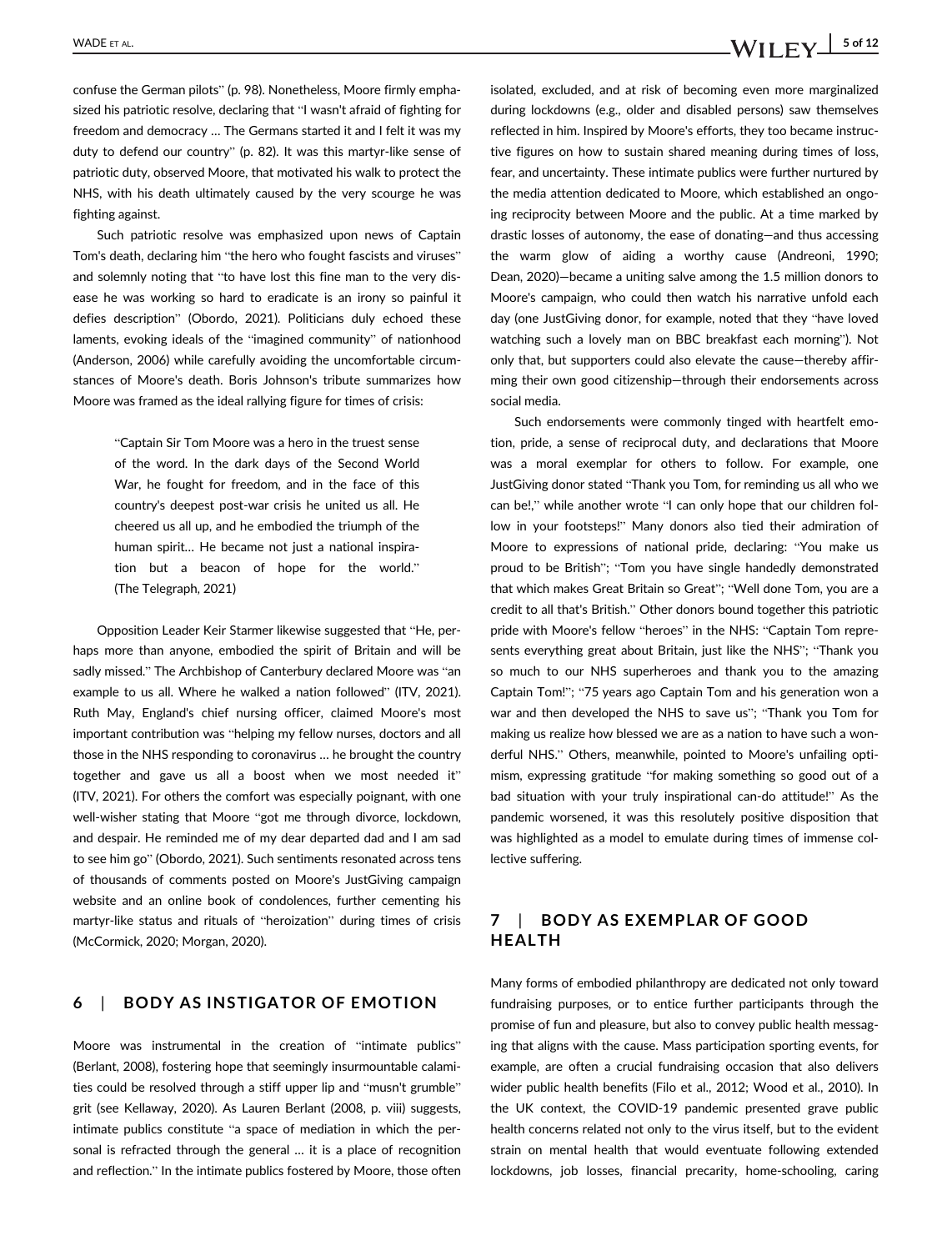confuse the German pilots" (p. 98). Nonetheless, Moore firmly emphasized his patriotic resolve, declaring that "I wasn't afraid of fighting for freedom and democracy … The Germans started it and I felt it was my duty to defend our country" (p. 82). It was this martyr-like sense of patriotic duty, observed Moore, that motivated his walk to protect the NHS, with his death ultimately caused by the very scourge he was fighting against.

Such patriotic resolve was emphasized upon news of Captain Tom's death, declaring him "the hero who fought fascists and viruses" and solemnly noting that "to have lost this fine man to the very disease he was working so hard to eradicate is an irony so painful it defies description" (Obordo, 2021). Politicians duly echoed these laments, evoking ideals of the "imagined community" of nationhood (Anderson, 2006) while carefully avoiding the uncomfortable circumstances of Moore's death. Boris Johnson's tribute summarizes how Moore was framed as the ideal rallying figure for times of crisis:

> "Captain Sir Tom Moore was a hero in the truest sense of the word. In the dark days of the Second World War, he fought for freedom, and in the face of this country's deepest post-war crisis he united us all. He cheered us all up, and he embodied the triumph of the human spirit… He became not just a national inspiration but a beacon of hope for the world." (The Telegraph, 2021)

Opposition Leader Keir Starmer likewise suggested that "He, perhaps more than anyone, embodied the spirit of Britain and will be sadly missed." The Archbishop of Canterbury declared Moore was "an example to us all. Where he walked a nation followed" (ITV, 2021). Ruth May, England's chief nursing officer, claimed Moore's most important contribution was "helping my fellow nurses, doctors and all those in the NHS responding to coronavirus … he brought the country together and gave us all a boost when we most needed it" (ITV, 2021). For others the comfort was especially poignant, with one well-wisher stating that Moore "got me through divorce, lockdown, and despair. He reminded me of my dear departed dad and I am sad to see him go" (Obordo, 2021). Such sentiments resonated across tens of thousands of comments posted on Moore's JustGiving campaign website and an online book of condolences, further cementing his martyr-like status and rituals of "heroization" during times of crisis (McCormick, 2020; Morgan, 2020).

## 6 | BODY AS INSTIGATOR OF EMOTION

Moore was instrumental in the creation of "intimate publics" (Berlant, 2008), fostering hope that seemingly insurmountable calamities could be resolved through a stiff upper lip and "musn't grumble" grit (see Kellaway, 2020). As Lauren Berlant (2008, p. viii) suggests, intimate publics constitute "a space of mediation in which the personal is refracted through the general … it is a place of recognition and reflection." In the intimate publics fostered by Moore, those often isolated, excluded, and at risk of becoming even more marginalized during lockdowns (e.g., older and disabled persons) saw themselves reflected in him. Inspired by Moore's efforts, they too became instructive figures on how to sustain shared meaning during times of loss, fear, and uncertainty. These intimate publics were further nurtured by the media attention dedicated to Moore, which established an ongoing reciprocity between Moore and the public. At a time marked by drastic losses of autonomy, the ease of donating—and thus accessing the warm glow of aiding a worthy cause (Andreoni, 1990; Dean, 2020)—became a uniting salve among the 1.5 million donors to Moore's campaign, who could then watch his narrative unfold each day (one JustGiving donor, for example, noted that they "have loved watching such a lovely man on BBC breakfast each morning"). Not only that, but supporters could also elevate the cause—thereby affirming their own good citizenship—through their endorsements across social media.

Such endorsements were commonly tinged with heartfelt emotion, pride, a sense of reciprocal duty, and declarations that Moore was a moral exemplar for others to follow. For example, one JustGiving donor stated "Thank you Tom, for reminding us all who we can be!," while another wrote "I can only hope that our children follow in your footsteps!" Many donors also tied their admiration of Moore to expressions of national pride, declaring: "You make us proud to be British"; "Tom you have single handedly demonstrated that which makes Great Britain so Great"; "Well done Tom, you are a credit to all that's British." Other donors bound together this patriotic pride with Moore's fellow "heroes" in the NHS: "Captain Tom represents everything great about Britain, just like the NHS"; "Thank you so much to our NHS superheroes and thank you to the amazing Captain Tom!"; "75 years ago Captain Tom and his generation won a war and then developed the NHS to save us"; "Thank you Tom for making us realize how blessed we are as a nation to have such a wonderful NHS." Others, meanwhile, pointed to Moore's unfailing optimism, expressing gratitude "for making something so good out of a bad situation with your truly inspirational can-do attitude!" As the pandemic worsened, it was this resolutely positive disposition that was highlighted as a model to emulate during times of immense collective suffering.

## 7 | BODY AS EXEMPLAR OF GOOD HEALTH

Many forms of embodied philanthropy are dedicated not only toward fundraising purposes, or to entice further participants through the promise of fun and pleasure, but also to convey public health messaging that aligns with the cause. Mass participation sporting events, for example, are often a crucial fundraising occasion that also delivers wider public health benefits (Filo et al., 2012; Wood et al., 2010). In the UK context, the COVID-19 pandemic presented grave public health concerns related not only to the virus itself, but to the evident strain on mental health that would eventuate following extended lockdowns, job losses, financial precarity, home-schooling, caring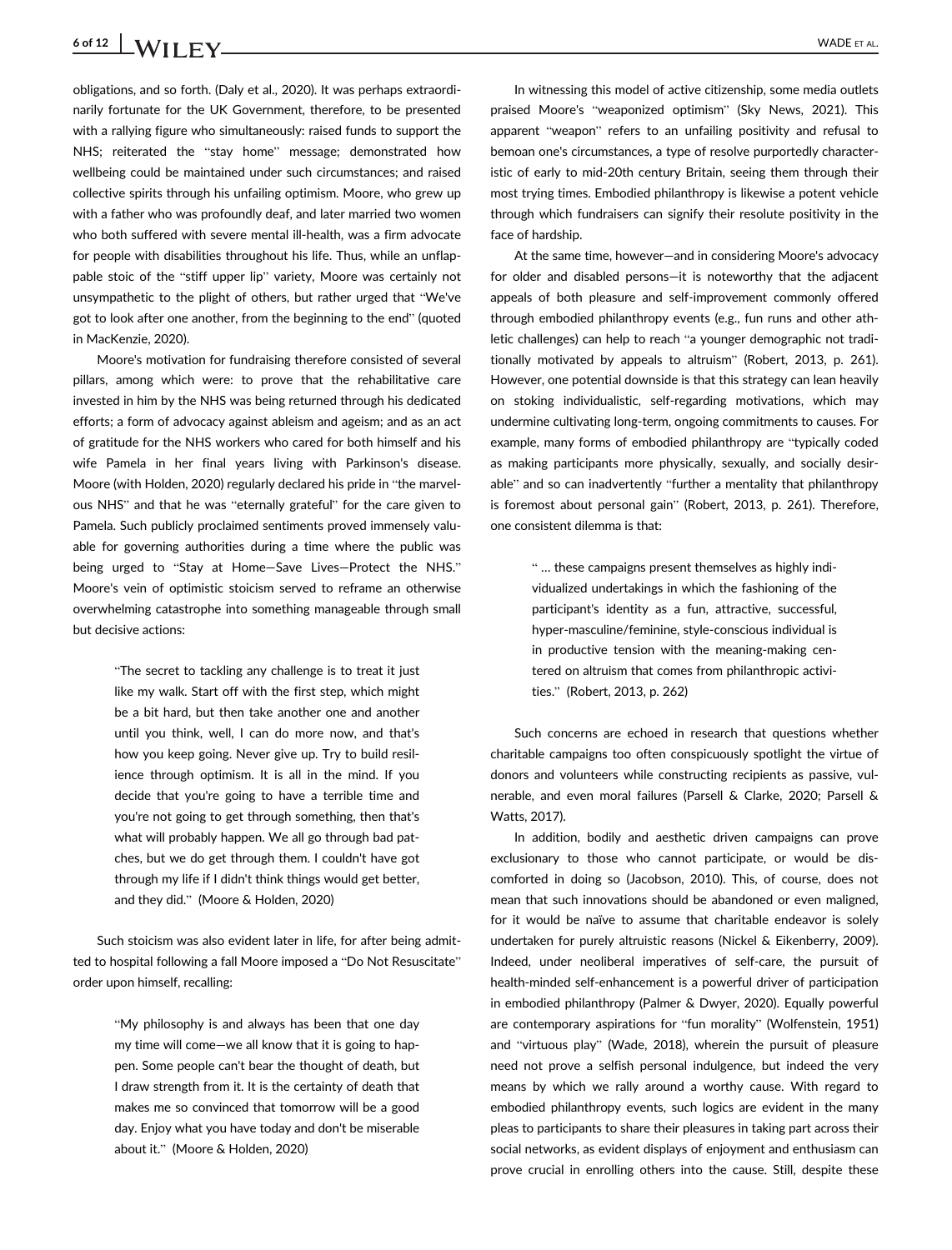obligations, and so forth. (Daly et al., 2020). It was perhaps extraordinarily fortunate for the UK Government, therefore, to be presented with a rallying figure who simultaneously: raised funds to support the NHS; reiterated the "stay home" message; demonstrated how wellbeing could be maintained under such circumstances; and raised collective spirits through his unfailing optimism. Moore, who grew up with a father who was profoundly deaf, and later married two women who both suffered with severe mental ill-health, was a firm advocate for people with disabilities throughout his life. Thus, while an unflappable stoic of the "stiff upper lip" variety, Moore was certainly not unsympathetic to the plight of others, but rather urged that "We've got to look after one another, from the beginning to the end" (quoted in MacKenzie, 2020).

Moore's motivation for fundraising therefore consisted of several pillars, among which were: to prove that the rehabilitative care invested in him by the NHS was being returned through his dedicated efforts; a form of advocacy against ableism and ageism; and as an act of gratitude for the NHS workers who cared for both himself and his wife Pamela in her final years living with Parkinson's disease. Moore (with Holden, 2020) regularly declared his pride in "the marvelous NHS" and that he was "eternally grateful" for the care given to Pamela. Such publicly proclaimed sentiments proved immensely valuable for governing authorities during a time where the public was being urged to "Stay at Home—Save Lives—Protect the NHS." Moore's vein of optimistic stoicism served to reframe an otherwise overwhelming catastrophe into something manageable through small but decisive actions:

> "The secret to tackling any challenge is to treat it just like my walk. Start off with the first step, which might be a bit hard, but then take another one and another until you think, well, I can do more now, and that's how you keep going. Never give up. Try to build resilience through optimism. It is all in the mind. If you decide that you're going to have a terrible time and you're not going to get through something, then that's what will probably happen. We all go through bad patches, but we do get through them. I couldn't have got through my life if I didn't think things would get better, and they did." (Moore & Holden, 2020)

Such stoicism was also evident later in life, for after being admitted to hospital following a fall Moore imposed a "Do Not Resuscitate" order upon himself, recalling:

> "My philosophy is and always has been that one day my time will come—we all know that it is going to happen. Some people can't bear the thought of death, but I draw strength from it. It is the certainty of death that makes me so convinced that tomorrow will be a good day. Enjoy what you have today and don't be miserable about it." (Moore & Holden, 2020)

In witnessing this model of active citizenship, some media outlets praised Moore's "weaponized optimism" (Sky News, 2021). This apparent "weapon" refers to an unfailing positivity and refusal to bemoan one's circumstances, a type of resolve purportedly characteristic of early to mid-20th century Britain, seeing them through their most trying times. Embodied philanthropy is likewise a potent vehicle through which fundraisers can signify their resolute positivity in the face of hardship.

At the same time, however—and in considering Moore's advocacy for older and disabled persons—it is noteworthy that the adjacent appeals of both pleasure and self-improvement commonly offered through embodied philanthropy events (e.g., fun runs and other athletic challenges) can help to reach "a younger demographic not traditionally motivated by appeals to altruism" (Robert, 2013, p. 261). However, one potential downside is that this strategy can lean heavily on stoking individualistic, self-regarding motivations, which may undermine cultivating long-term, ongoing commitments to causes. For example, many forms of embodied philanthropy are "typically coded as making participants more physically, sexually, and socially desirable" and so can inadvertently "further a mentality that philanthropy is foremost about personal gain" (Robert, 2013, p. 261). Therefore, one consistent dilemma is that:

> "… these campaigns present themselves as highly individualized undertakings in which the fashioning of the participant's identity as a fun, attractive, successful, hyper-masculine/feminine, style-conscious individual is in productive tension with the meaning-making centered on altruism that comes from philanthropic activities." (Robert, 2013, p. 262)

Such concerns are echoed in research that questions whether charitable campaigns too often conspicuously spotlight the virtue of donors and volunteers while constructing recipients as passive, vulnerable, and even moral failures (Parsell & Clarke, 2020; Parsell & Watts, 2017).

In addition, bodily and aesthetic driven campaigns can prove exclusionary to those who cannot participate, or would be discomforted in doing so (Jacobson, 2010). This, of course, does not mean that such innovations should be abandoned or even maligned, for it would be naïve to assume that charitable endeavor is solely undertaken for purely altruistic reasons (Nickel & Eikenberry, 2009). Indeed, under neoliberal imperatives of self-care, the pursuit of health-minded self-enhancement is a powerful driver of participation in embodied philanthropy (Palmer & Dwyer, 2020). Equally powerful are contemporary aspirations for "fun morality" (Wolfenstein, 1951) and "virtuous play" (Wade, 2018), wherein the pursuit of pleasure need not prove a selfish personal indulgence, but indeed the very means by which we rally around a worthy cause. With regard to embodied philanthropy events, such logics are evident in the many pleas to participants to share their pleasures in taking part across their social networks, as evident displays of enjoyment and enthusiasm can prove crucial in enrolling others into the cause. Still, despite these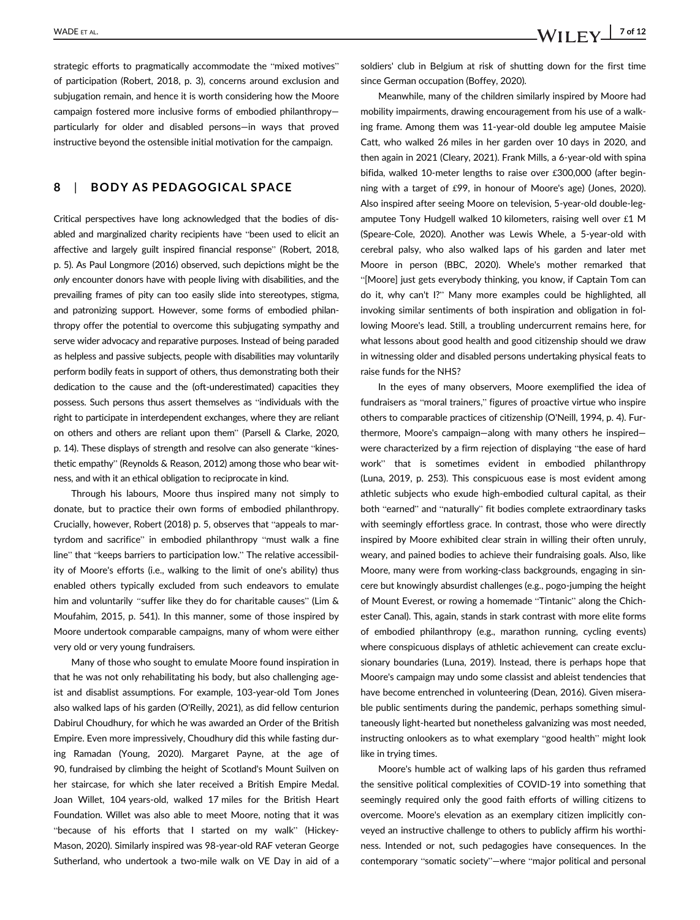strategic efforts to pragmatically accommodate the "mixed motives" of participation (Robert, 2018, p. 3), concerns around exclusion and subjugation remain, and hence it is worth considering how the Moore campaign fostered more inclusive forms of embodied philanthropy—particularly for older and disabled persons—in ways that proved instructive beyond the ostensible initial motivation for the campaign.

## 8 | BODY AS PEDAGOGICAL SPACE

Critical perspectives have long acknowledged that the bodies of disabled and marginalized charity recipients have "been used to elicit an affective and largely guilt inspired financial response" (Robert, 2018, p. 5). As Paul Longmore (2016) observed, such depictions might be the *only* encounter donors have with people living with disabilities, and the prevailing frames of pity can too easily slide into stereotypes, stigma, and patronizing support. However, some forms of embodied philanthropy offer the potential to overcome this subjugating sympathy and serve wider advocacy and reparative purposes. Instead of being paraded as helpless and passive subjects, people with disabilities may voluntarily perform bodily feats in support of others, thus demonstrating both their dedication to the cause and the (oft-underestimated) capacities they possess. Such persons thus assert themselves as "individuals with the right to participate in interdependent exchanges, where they are reliant on others and others are reliant upon them" (Parsell & Clarke, 2020, p. 14). These displays of strength and resolve can also generate "kinesthetic empathy" (Reynolds & Reason, 2012) among those who bear witness, and with it an ethical obligation to reciprocate in kind.

Through his labours, Moore thus inspired many not simply to donate, but to practice their own forms of embodied philanthropy. Crucially, however, Robert (2018) p. 5, observes that "appeals to martyrdom and sacrifice" in embodied philanthropy "must walk a fine line" that "keeps barriers to participation low." The relative accessibility of Moore's efforts (i.e., walking to the limit of one's ability) thus enabled others typically excluded from such endeavors to emulate him and voluntarily "suffer like they do for charitable causes" (Lim & Moufahim, 2015, p. 541). In this manner, some of those inspired by Moore undertook comparable campaigns, many of whom were either very old or very young fundraisers.

Many of those who sought to emulate Moore found inspiration in that he was not only rehabilitating his body, but also challenging ageist and disablist assumptions. For example, 103-year-old Tom Jones also walked laps of his garden (O'Reilly, 2021), as did fellow centurion Dabirul Choudhury, for which he was awarded an Order of the British Empire. Even more impressively, Choudhury did this while fasting during Ramadan (Young, 2020). Margaret Payne, at the age of 90, fundraised by climbing the height of Scotland's Mount Suilven on her staircase, for which she later received a British Empire Medal. Joan Willet, 104 years-old, walked 17 miles for the British Heart Foundation. Willet was also able to meet Moore, noting that it was "because of his efforts that I started on my walk" (Hickey-Mason, 2020). Similarly inspired was 98-year-old RAF veteran George Sutherland, who undertook a two-mile walk on VE Day in aid of a soldiers' club in Belgium at risk of shutting down for the first time since German occupation (Boffey, 2020).

Meanwhile, many of the children similarly inspired by Moore had mobility impairments, drawing encouragement from his use of a walking frame. Among them was 11-year-old double leg amputee Maisie Catt, who walked 26 miles in her garden over 10 days in 2020, and then again in 2021 (Cleary, 2021). Frank Mills, a 6-year-old with spina bifida, walked 10-meter lengths to raise over £300,000 (after beginning with a target of £99, in honour of Moore's age) (Jones, 2020). Also inspired after seeing Moore on television, 5-year-old double-leg-amputee Tony Hudgell walked 10 kilometers, raising well over £1 M (Speare-Cole, 2020). Another was Lewis Whele, a 5-year-old with cerebral palsy, who also walked laps of his garden and later met Moore in person (BBC, 2020). Whele's mother remarked that "[Moore] just gets everybody thinking, you know, if Captain Tom can do it, why can't I?" Many more examples could be highlighted, all invoking similar sentiments of both inspiration and obligation in following Moore's lead. Still, a troubling undercurrent remains here, for what lessons about good health and good citizenship should we draw in witnessing older and disabled persons undertaking physical feats to raise funds for the NHS?

In the eyes of many observers, Moore exemplified the idea of fundraisers as "moral trainers," figures of proactive virtue who inspire others to comparable practices of citizenship (O'Neill, 1994, p. 4). Furthermore, Moore's campaign—along with many others he inspired—were characterized by a firm rejection of displaying "the ease of hard work" that is sometimes evident in embodied philanthropy (Luna, 2019, p. 253). This conspicuous ease is most evident among athletic subjects who exude high-embodied cultural capital, as their both "earned" and "naturally" fit bodies complete extraordinary tasks with seemingly effortless grace. In contrast, those who were directly inspired by Moore exhibited clear strain in willing their often unruly, weary, and pained bodies to achieve their fundraising goals. Also, like Moore, many were from working-class backgrounds, engaging in sincere but knowingly absurdist challenges (e.g., pogo-jumping the height of Mount Everest, or rowing a homemade "Tintanic" along the Chichester Canal). This, again, stands in stark contrast with more elite forms of embodied philanthropy (e.g., marathon running, cycling events) where conspicuous displays of athletic achievement can create exclusionary boundaries (Luna, 2019). Instead, there is perhaps hope that Moore's campaign may undo some classist and ableist tendencies that have become entrenched in volunteering (Dean, 2016). Given miserable public sentiments during the pandemic, perhaps something simultaneously light-hearted but nonetheless galvanizing was most needed, instructing onlookers as to what exemplary "good health" might look like in trying times.

Moore's humble act of walking laps of his garden thus reframed the sensitive political complexities of COVID-19 into something that seemingly required only the good faith efforts of willing citizens to overcome. Moore's elevation as an exemplary citizen implicitly conveyed an instructive challenge to others to publicly affirm his worthiness. Intended or not, such pedagogies have consequences. In the contemporary "somatic society"—where "major political and personal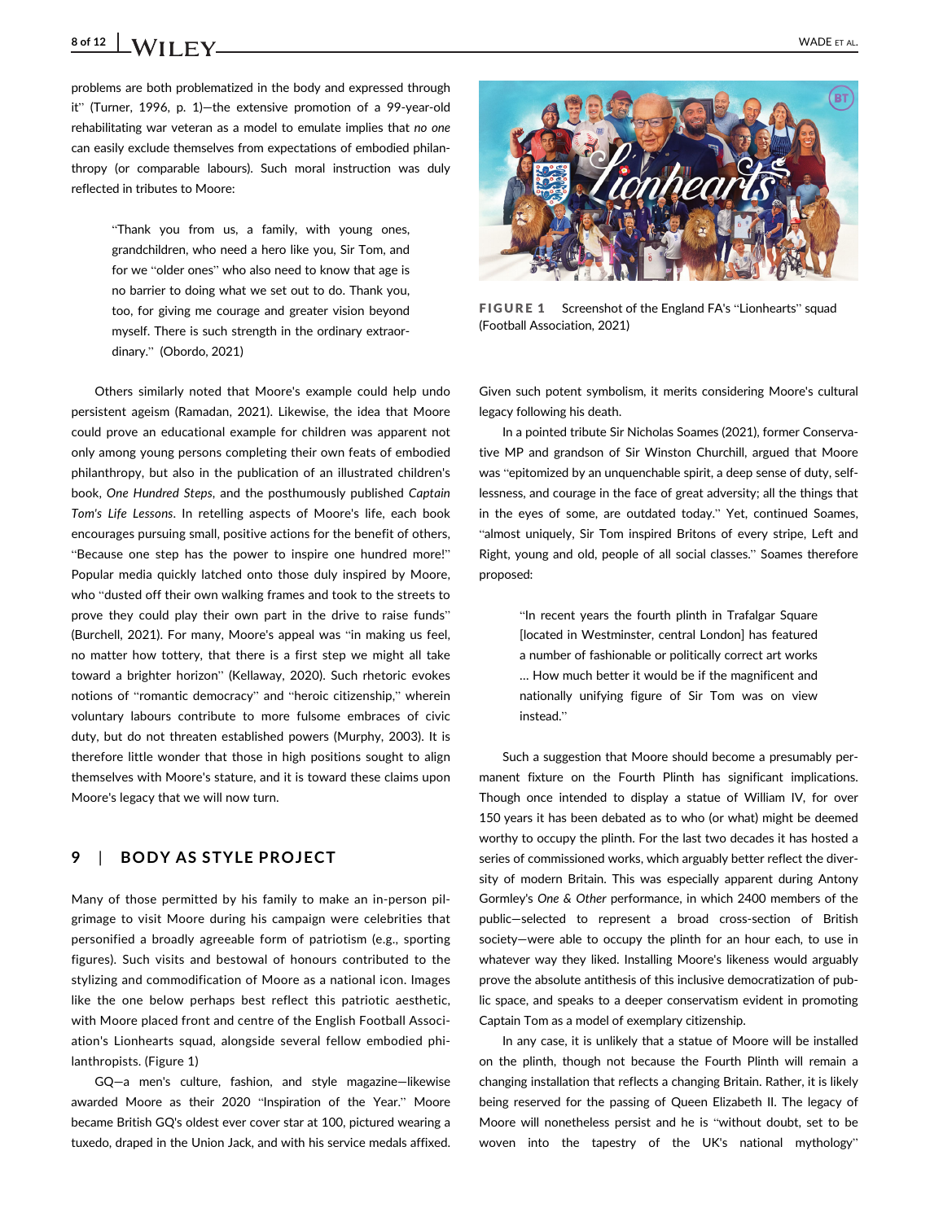problems are both problematized in the body and expressed through it" (Turner, 1996, p. 1)—the extensive promotion of a 99-year-old rehabilitating war veteran as a model to emulate implies that *no one* can easily exclude themselves from expectations of embodied philanthropy (or comparable labours). Such moral instruction was duly reflected in tributes to Moore:

> "Thank you from us, a family, with young ones, grandchildren, who need a hero like you, Sir Tom, and for we "older ones" who also need to know that age is no barrier to doing what we set out to do. Thank you, too, for giving me courage and greater vision beyond myself. There is such strength in the ordinary extraordinary." (Obordo, 2021)

Others similarly noted that Moore's example could help undo persistent ageism (Ramadan, 2021). Likewise, the idea that Moore could prove an educational example for children was apparent not only among young persons completing their own feats of embodied philanthropy, but also in the publication of an illustrated children's book, *One Hundred Steps*, and the posthumously published *Captain Tom's Life Lessons*. In retelling aspects of Moore's life, each book encourages pursuing small, positive actions for the benefit of others, "Because one step has the power to inspire one hundred more!" Popular media quickly latched onto those duly inspired by Moore, who "dusted off their own walking frames and took to the streets to prove they could play their own part in the drive to raise funds" (Burchell, 2021). For many, Moore's appeal was "in making us feel, no matter how tottery, that there is a first step we might all take toward a brighter horizon" (Kellaway, 2020). Such rhetoric evokes notions of "romantic democracy" and "heroic citizenship," wherein voluntary labours contribute to more fulsome embraces of civic duty, but do not threaten established powers (Murphy, 2003). It is therefore little wonder that those in high positions sought to align themselves with Moore's stature, and it is toward these claims upon Moore's legacy that we will now turn.

## 9 | BODY AS STYLE PROJECT

Many of those permitted by his family to make an in-person pilgrimage to visit Moore during his campaign were celebrities that personified a broadly agreeable form of patriotism (e.g., sporting figures). Such visits and bestowal of honours contributed to the stylizing and commodification of Moore as a national icon. Images like the one below perhaps best reflect this patriotic aesthetic, with Moore placed front and centre of the English Football Association's Lionhearts squad, alongside several fellow embodied philanthropists. (Figure 1)

**FIGURE 1** Screenshot of the England FA's "Lionhearts" squad (Football Association, 2021)

GQ—a men's culture, fashion, and style magazine—likewise awarded Moore as their 2020 "Inspiration of the Year." Moore became British GQ's oldest ever cover star at 100, pictured wearing a tuxedo, draped in the Union Jack, and with his service medals affixed. Given such potent symbolism, it merits considering Moore's cultural legacy following his death.

In a pointed tribute Sir Nicholas Soames (2021), former Conservative MP and grandson of Sir Winston Churchill, argued that Moore was "epitomized by an unquenchable spirit, a deep sense of duty, selflessness, and courage in the face of great adversity; all the things that in the eyes of some, are outdated today." Yet, continued Soames, "almost uniquely, Sir Tom inspired Britons of every stripe, Left and Right, young and old, people of all social classes." Soames therefore proposed:

> "In recent years the fourth plinth in Trafalgar Square [located in Westminster, central London] has featured a number of fashionable or politically correct art works … How much better it would be if the magnificent and nationally unifying figure of Sir Tom was on view instead."

Such a suggestion that Moore should become a presumably permanent fixture on the Fourth Plinth has significant implications. Though once intended to display a statue of William IV, for over 150 years it has been debated as to who (or what) might be deemed worthy to occupy the plinth. For the last two decades it has hosted a series of commissioned works, which arguably better reflect the diversity of modern Britain. This was especially apparent during Antony Gormley's *One & Other* performance, in which 2400 members of the public—selected to represent a broad cross-section of British society—were able to occupy the plinth for an hour each, to use in whatever way they liked. Installing Moore's likeness would arguably prove the absolute antithesis of this inclusive democratization of public space, and speaks to a deeper conservatism evident in promoting Captain Tom as a model of exemplary citizenship.

In any case, it is unlikely that a statue of Moore will be installed on the plinth, though not because the Fourth Plinth will remain a changing installation that reflects a changing Britain. Rather, it is likely being reserved for the passing of Queen Elizabeth II. The legacy of Moore will nonetheless persist and he is "without doubt, set to be woven into the tapestry of the UK's national mythology"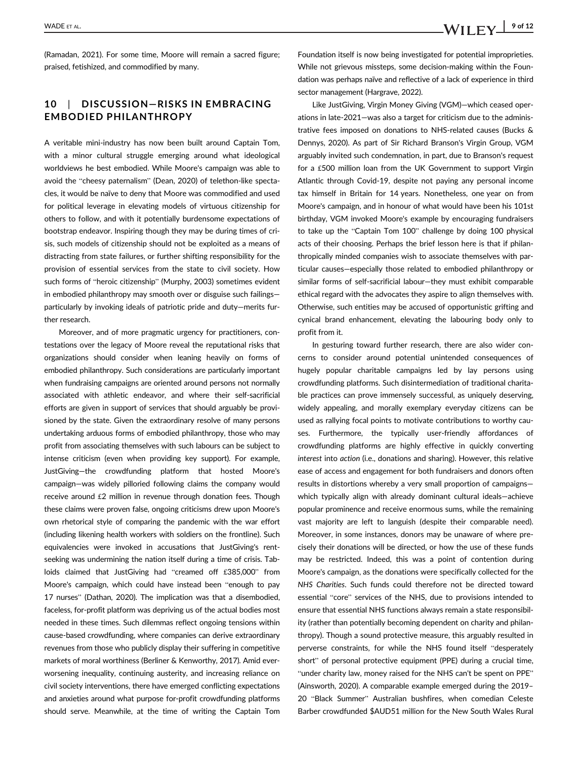(Ramadan, 2021). For some time, Moore will remain a sacred figure; praised, fetishized, and commodified by many.

## 10 | DISCUSSION—RISKS IN EMBRACING EMBODIED PHILANTHROPY

A veritable mini-industry has now been built around Captain Tom, with a minor cultural struggle emerging around what ideological worldviews he best embodied. While Moore's campaign was able to avoid the "cheesy paternalism" (Dean, 2020) of telethon-like spectacles, it would be naïve to deny that Moore was commodified and used for political leverage in elevating models of virtuous citizenship for others to follow, and with it potentially burdensome expectations of bootstrap endeavor. Inspiring though they may be during times of crisis, such models of citizenship should not be exploited as a means of distracting from state failures, or further shifting responsibility for the provision of essential services from the state to civil society. How such forms of "heroic citizenship" (Murphy, 2003) sometimes evident in embodied philanthropy may smooth over or disguise such failings—particularly by invoking ideals of patriotic pride and duty—merits further research.

Moreover, and of more pragmatic urgency for practitioners, contestations over the legacy of Moore reveal the reputational risks that organizations should consider when leaning heavily on forms of embodied philanthropy. Such considerations are particularly important when fundraising campaigns are oriented around persons not normally associated with athletic endeavor, and where their self-sacrificial efforts are given in support of services that should arguably be provisioned by the state. Given the extraordinary resolve of many persons undertaking arduous forms of embodied philanthropy, those who may profit from associating themselves with such labours can be subject to intense criticism (even when providing key support). For example, JustGiving—the crowdfunding platform that hosted Moore's campaign—was widely pilloried following claims the company would receive around £2 million in revenue through donation fees. Though these claims were proven false, ongoing criticisms drew upon Moore's own rhetorical style of comparing the pandemic with the war effort (including likening health workers with soldiers on the frontline). Such equivalencies were invoked in accusations that JustGiving's rent-seeking was undermining the nation itself during a time of crisis. Tabloids claimed that JustGiving had "creamed off £385,000" from Moore's campaign, which could have instead been "enough to pay 17 nurses" (Dathan, 2020). The implication was that a disembodied, faceless, for-profit platform was depriving us of the actual bodies most needed in these times. Such dilemmas reflect ongoing tensions within cause-based crowdfunding, where companies can derive extraordinary revenues from those who publicly display their suffering in competitive markets of moral worthiness (Berliner & Kenworthy, 2017). Amid ever-worsening inequality, continuing austerity, and increasing reliance on civil society interventions, there have emerged conflicting expectations and anxieties around what purpose for-profit crowdfunding platforms should serve. Meanwhile, at the time of writing the Captain Tom Foundation itself is now being investigated for potential improprieties. While not grievous missteps, some decision-making within the Foundation was perhaps naïve and reflective of a lack of experience in third sector management (Hargrave, 2022).

Like JustGiving, Virgin Money Giving (VGM)—which ceased operations in late-2021—was also a target for criticism due to the administrative fees imposed on donations to NHS-related causes (Bucks & Dennys, 2020). As part of Sir Richard Branson's Virgin Group, VGM arguably invited such condemnation, in part, due to Branson's request for a £500 million loan from the UK Government to support Virgin Atlantic through Covid-19, despite not paying any personal income tax himself in Britain for 14 years. Nonetheless, one year on from Moore's campaign, and in honour of what would have been his 101st birthday, VGM invoked Moore's example by encouraging fundraisers to take up the "Captain Tom 100" challenge by doing 100 physical acts of their choosing. Perhaps the brief lesson here is that if philanthropically minded companies wish to associate themselves with particular causes—especially those related to embodied philanthropy or similar forms of self-sacrificial labour—they must exhibit comparable ethical regard with the advocates they aspire to align themselves with. Otherwise, such entities may be accused of opportunistic grifting and cynical brand enhancement, elevating the labouring body only to profit from it.

In gesturing toward further research, there are also wider concerns to consider around potential unintended consequences of hugely popular charitable campaigns led by lay persons using crowdfunding platforms. Such disintermediation of traditional charitable practices can prove immensely successful, as uniquely deserving, widely appealing, and morally exemplary everyday citizens can be used as rallying focal points to motivate contributions to worthy causes. Furthermore, the typically user-friendly affordances of crowdfunding platforms are highly effective in quickly converting *interest* into *action* (i.e., donations and sharing). However, this relative ease of access and engagement for both fundraisers and donors often results in distortions whereby a very small proportion of campaigns—which typically align with already dominant cultural ideals—achieve popular prominence and receive enormous sums, while the remaining vast majority are left to languish (despite their comparable need). Moreover, in some instances, donors may be unaware of where precisely their donations will be directed, or how the use of these funds may be restricted. Indeed, this was a point of contention during Moore's campaign, as the donations were specifically collected for the *NHS Charities*. Such funds could therefore not be directed toward essential "core" services of the NHS, due to provisions intended to ensure that essential NHS functions always remain a state responsibility (rather than potentially becoming dependent on charity and philanthropy). Though a sound protective measure, this arguably resulted in perverse constraints, for while the NHS found itself "desperately short" of personal protective equipment (PPE) during a crucial time, "under charity law, money raised for the NHS can't be spent on PPE" (Ainsworth, 2020). A comparable example emerged during the 2019–20 "Black Summer" Australian bushfires, when comedian Celeste Barber crowdfunded $AUD51 million for the New South Wales Rural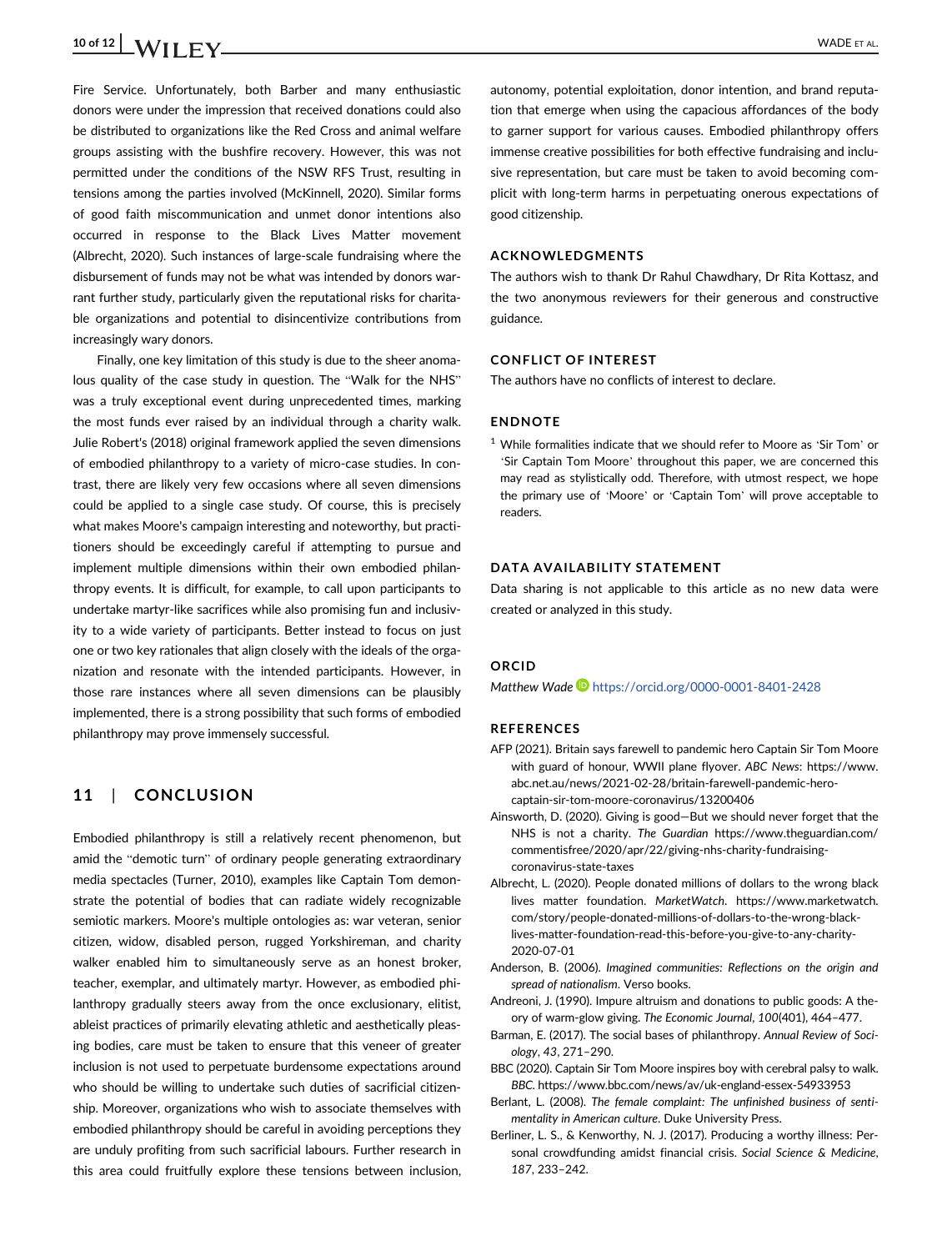Fire Service. Unfortunately, both Barber and many enthusiastic donors were under the impression that received donations could also be distributed to organizations like the Red Cross and animal welfare groups assisting with the bushfire recovery. However, this was not permitted under the conditions of the NSW RFS Trust, resulting in tensions among the parties involved (McKinnell, 2020). Similar forms of good faith miscommunication and unmet donor intentions also occurred in response to the Black Lives Matter movement (Albrecht, 2020). Such instances of large-scale fundraising where the disbursement of funds may not be what was intended by donors warrant further study, particularly given the reputational risks for charitable organizations and potential to disincentivize contributions from increasingly wary donors.

Finally, one key limitation of this study is due to the sheer anomalous quality of the case study in question. The "Walk for the NHS" was a truly exceptional event during unprecedented times, marking the most funds ever raised by an individual through a charity walk. Julie Robert's (2018) original framework applied the seven dimensions of embodied philanthropy to a variety of micro-case studies. In contrast, there are likely very few occasions where all seven dimensions could be applied to a single case study. Of course, this is precisely what makes Moore's campaign interesting and noteworthy, but practitioners should be exceedingly careful if attempting to pursue and implement multiple dimensions within their own embodied philanthropy events. It is difficult, for example, to call upon participants to undertake martyr-like sacrifices while also promising fun and inclusivity to a wide variety of participants. Better instead to focus on just one or two key rationales that align closely with the ideals of the organization and resonate with the intended participants. However, in those rare instances where all seven dimensions can be plausibly implemented, there is a strong possibility that such forms of embodied philanthropy may prove immensely successful.

## 11 | CONCLUSION

Embodied philanthropy is still a relatively recent phenomenon, but amid the "demotic turn" of ordinary people generating extraordinary media spectacles (Turner, 2010), examples like Captain Tom demonstrate the potential of bodies that can radiate widely recognizable semiotic markers. Moore's multiple ontologies as: war veteran, senior citizen, widow, disabled person, rugged Yorkshireman, and charity walker enabled him to simultaneously serve as an honest broker, teacher, exemplar, and ultimately martyr. However, as embodied philanthropy gradually steers away from the once exclusionary, elitist, ableist practices of primarily elevating athletic and aesthetically pleasing bodies, care must be taken to ensure that this veneer of greater inclusion is not used to perpetuate burdensome expectations around who should be willing to undertake such duties of sacrificial citizenship. Moreover, organizations who wish to associate themselves with embodied philanthropy should be careful in avoiding perceptions they are unduly profiting from such sacrificial labours. Further research in this area could fruitfully explore these tensions between inclusion, autonomy, potential exploitation, donor intention, and brand reputation that emerge when using the capacious affordances of the body to garner support for various causes. Embodied philanthropy offers immense creative possibilities for both effective fundraising and inclusive representation, but care must be taken to avoid becoming complicit with long-term harms in perpetuating onerous expectations of good citizenship.

### ACKNOWLEDGMENTS

The authors wish to thank Dr Rahul Chawdhary, Dr Rita Kottasz, and the two anonymous reviewers for their generous and constructive guidance.

### CONFLICT OF INTEREST

The authors have no conflicts of interest to declare.

### ENDNOTE

[1] While formalities indicate that we should refer to Moore as 'Sir Tom' or 'Sir Captain Tom Moore' throughout this paper, we are concerned this may read as stylistically odd. Therefore, with utmost respect, we hope the primary use of 'Moore' or 'Captain Tom' will prove acceptable to readers.

### DATA AVAILABILITY STATEMENT

Data sharing is not applicable to this article as no new data were created or analyzed in this study.

### ORCID

*Matthew Wade* https://orcid.org/0000-0001-8401-2428

### REFERENCES

AFP (2021). Britain says farewell to pandemic hero Captain Sir Tom Moore with guard of honour, WWII plane flyover. *ABC News*: https://www.abc.net.au/news/2021-02-28/britain-farewell-pandemic-hero-captain-sir-tom-moore-coronavirus/13200406

Ainsworth, D. (2020). Giving is good—But we should never forget that the NHS is not a charity. *The Guardian* https://www.theguardian.com/commentisfree/2020/apr/22/giving-nhs-charity-fundraising-coronavirus-state-taxes

Albrecht, L. (2020). People donated millions of dollars to the wrong black lives matter foundation. *MarketWatch*. https://www.marketwatch.com/story/people-donated-millions-of-dollars-to-the-wrong-black-lives-matter-foundation-read-this-before-you-give-to-any-charity-2020-07-01

Anderson, B. (2006). *Imagined communities: Reflections on the origin and spread of nationalism*. Verso books.

Andreoni, J. (1990). Impure altruism and donations to public goods: A theory of warm-glow giving. *The Economic Journal*, *100*(401), 464–477.

Barman, E. (2017). The social bases of philanthropy. *Annual Review of Sociology*, *43*, 271–290.

BBC (2020). Captain Sir Tom Moore inspires boy with cerebral palsy to walk. *BBC*. https://www.bbc.com/news/av/uk-england-essex-54933953

Berlant, L. (2008). *The female complaint: The unfinished business of sentimentality in American culture*. Duke University Press.

Berliner, L. S., & Kenworthy, N. J. (2017). Producing a worthy illness: Personal crowdfunding amidst financial crisis. *Social Science & Medicine*, *187*, 233–242.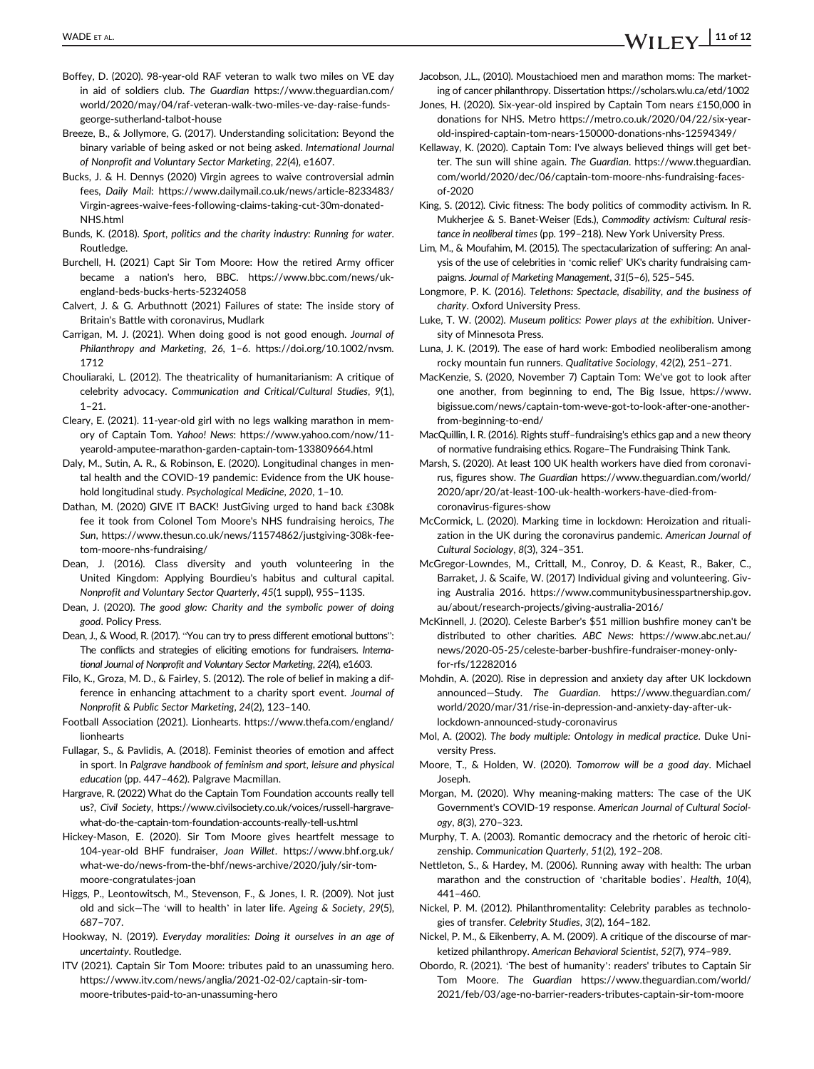Boffey, D. (2020). 98-year-old RAF veteran to walk two miles on VE day in aid of soldiers club. *The Guardian* https://www.theguardian.com/world/2020/may/04/raf-veteran-walk-two-miles-ve-day-raise-funds-george-sutherland-talbot-house

Breeze, B., & Jollymore, G. (2017). Understanding solicitation: Beyond the binary variable of being asked or not being asked. *International Journal of Nonprofit and Voluntary Sector Marketing*, *22*(4), e1607.

Bucks, J. & H. Dennys (2020) Virgin agrees to waive controversial admin fees, *Daily Mail*: https://www.dailymail.co.uk/news/article-8233483/Virgin-agrees-waive-fees-following-claims-taking-cut-30m-donated-NHS.html

Bunds, K. (2018). *Sport, politics and the charity industry: Running for water*. Routledge.

Burchell, H. (2021) Capt Sir Tom Moore: How the retired Army officer became a nation's hero, BBC. https://www.bbc.com/news/uk-england-beds-bucks-herts-52324058

Calvert, J. & G. Arbuthnott (2021) Failures of state: The inside story of Britain's Battle with coronavirus, Mudlark

Carrigan, M. J. (2021). When doing good is not good enough. *Journal of Philanthropy and Marketing*, *26*, 1–6. https://doi.org/10.1002/nvsm.1712

Chouliaraki, L. (2012). The theatricality of humanitarianism: A critique of celebrity advocacy. *Communication and Critical/Cultural Studies*, *9*(1), 1–21.

Cleary, E. (2021). 11-year-old girl with no legs walking marathon in memory of Captain Tom. *Yahoo! News*: https://www.yahoo.com/now/11-yearold-amputee-marathon-garden-captain-tom-133809664.html

Daly, M., Sutin, A. R., & Robinson, E. (2020). Longitudinal changes in mental health and the COVID-19 pandemic: Evidence from the UK household longitudinal study. *Psychological Medicine*, *2020*, 1–10.

Dathan, M. (2020) GIVE IT BACK! JustGiving urged to hand back £308k fee it took from Colonel Tom Moore's NHS fundraising heroics, *The Sun*, https://www.thesun.co.uk/news/11574862/justgiving-308k-fee-tom-moore-nhs-fundraising/

Dean, J. (2016). Class diversity and youth volunteering in the United Kingdom: Applying Bourdieu's habitus and cultural capital. *Nonprofit and Voluntary Sector Quarterly*, *45*(1 suppl), 95S–113S.

Dean, J. (2020). *The good glow: Charity and the symbolic power of doing good*. Policy Press.

Dean, J., & Wood, R. (2017). "You can try to press different emotional buttons": The conflicts and strategies of eliciting emotions for fundraisers. *International Journal of Nonprofit and Voluntary Sector Marketing*, *22*(4), e1603.

Filo, K., Groza, M. D., & Fairley, S. (2012). The role of belief in making a difference in enhancing attachment to a charity sport event. *Journal of Nonprofit & Public Sector Marketing*, *24*(2), 123–140.

Football Association (2021). Lionhearts. https://www.thefa.com/england/lionhearts

Fullagar, S., & Pavlidis, A. (2018). Feminist theories of emotion and affect in sport. In *Palgrave handbook of feminism and sport, leisure and physical education* (pp. 447–462). Palgrave Macmillan.

Hargrave, R. (2022) What do the Captain Tom Foundation accounts really tell us?, *Civil Society*, https://www.civilsociety.co.uk/voices/russell-hargrave-what-do-the-captain-tom-foundation-accounts-really-tell-us.html

Hickey-Mason, E. (2020). Sir Tom Moore gives heartfelt message to 104-year-old BHF fundraiser, *Joan Willet*. https://www.bhf.org.uk/what-we-do/news-from-the-bhf/news-archive/2020/july/sir-tom-moore-congratulates-joan

Higgs, P., Leontowitsch, M., Stevenson, F., & Jones, I. R. (2009). Not just old and sick—The 'will to health' in later life. *Ageing & Society*, *29*(5), 687–707.

Hookway, N. (2019). *Everyday moralities: Doing it ourselves in an age of uncertainty*. Routledge.

ITV (2021). Captain Sir Tom Moore: tributes paid to an unassuming hero. https://www.itv.com/news/anglia/2021-02-02/captain-sir-tom-moore-tributes-paid-to-an-unassuming-hero

Jacobson, J.L., (2010). Moustachioed men and marathon moms: The marketing of cancer philanthropy. Dissertation https://scholars.wlu.ca/etd/1002

Jones, H. (2020). Six-year-old inspired by Captain Tom nears £150,000 in donations for NHS. Metro https://metro.co.uk/2020/04/22/six-year-old-inspired-captain-tom-nears-150000-donations-nhs-12594349/

Kellaway, K. (2020). Captain Tom: I've always believed things will get better. The sun will shine again. *The Guardian*. https://www.theguardian.com/world/2020/dec/06/captain-tom-moore-nhs-fundraising-faces-of-2020

King, S. (2012). Civic fitness: The body politics of commodity activism. In R. Mukherjee & S. Banet-Weiser (Eds.), *Commodity activism: Cultural resistance in neoliberal times* (pp. 199–218). New York University Press.

Lim, M., & Moufahim, M. (2015). The spectacularization of suffering: An analysis of the use of celebrities in 'comic relief' UK's charity fundraising campaigns. *Journal of Marketing Management*, *31*(5–6), 525–545.

Longmore, P. K. (2016). *Telethons: Spectacle, disability, and the business of charity*. Oxford University Press.

Luke, T. W. (2002). *Museum politics: Power plays at the exhibition*. University of Minnesota Press.

Luna, J. K. (2019). The ease of hard work: Embodied neoliberalism among rocky mountain fun runners. *Qualitative Sociology*, *42*(2), 251–271.

MacKenzie, S. (2020, November 7) Captain Tom: We've got to look after one another, from beginning to end, The Big Issue, https://www.bigissue.com/news/captain-tom-weve-got-to-look-after-one-another-from-beginning-to-end/

MacQuillin, I. R. (2016). Rights stuff–fundraising's ethics gap and a new theory of normative fundraising ethics. Rogare–The Fundraising Think Tank.

Marsh, S. (2020). At least 100 UK health workers have died from coronavirus, figures show. *The Guardian* https://www.theguardian.com/world/2020/apr/20/at-least-100-uk-health-workers-have-died-from-coronavirus-figures-show

McCormick, L. (2020). Marking time in lockdown: Heroization and ritualization in the UK during the coronavirus pandemic. *American Journal of Cultural Sociology*, *8*(3), 324–351.

McGregor-Lowndes, M., Crittall, M., Conroy, D. & Keast, R., Baker, C., Barraket, J. & Scaife, W. (2017) Individual giving and volunteering. Giving Australia 2016. https://www.communitybusinesspartnership.gov.au/about/research-projects/giving-australia-2016/

McKinnell, J. (2020). Celeste Barber's $51 million bushfire money can't be distributed to other charities. *ABC News*: https://www.abc.net.au/news/2020-05-25/celeste-barber-bushfire-fundraiser-money-only-for-rfs/12282016

Mohdin, A. (2020). Rise in depression and anxiety day after UK lockdown announced—Study. *The Guardian*. https://www.theguardian.com/world/2020/mar/31/rise-in-depression-and-anxiety-day-after-uk-lockdown-announced-study-coronavirus

Mol, A. (2002). *The body multiple: Ontology in medical practice*. Duke University Press.

Moore, T., & Holden, W. (2020). *Tomorrow will be a good day*. Michael Joseph.

Morgan, M. (2020). Why meaning-making matters: The case of the UK Government's COVID-19 response. *American Journal of Cultural Sociology*, *8*(3), 270–323.

Murphy, T. A. (2003). Romantic democracy and the rhetoric of heroic citizenship. *Communication Quarterly*, *51*(2), 192–208.

Nettleton, S., & Hardey, M. (2006). Running away with health: The urban marathon and the construction of 'charitable bodies'. *Health*, *10*(4), 441–460.

Nickel, P. M. (2012). Philanthromentality: Celebrity parables as technologies of transfer. *Celebrity Studies*, *3*(2), 164–182.

Nickel, P. M., & Eikenberry, A. M. (2009). A critique of the discourse of marketized philanthropy. *American Behavioral Scientist*, *52*(7), 974–989.

Obordo, R. (2021). 'The best of humanity': readers' tributes to Captain Sir Tom Moore. *The Guardian* https://www.theguardian.com/world/2021/feb/03/age-no-barrier-readers-tributes-captain-sir-tom-moore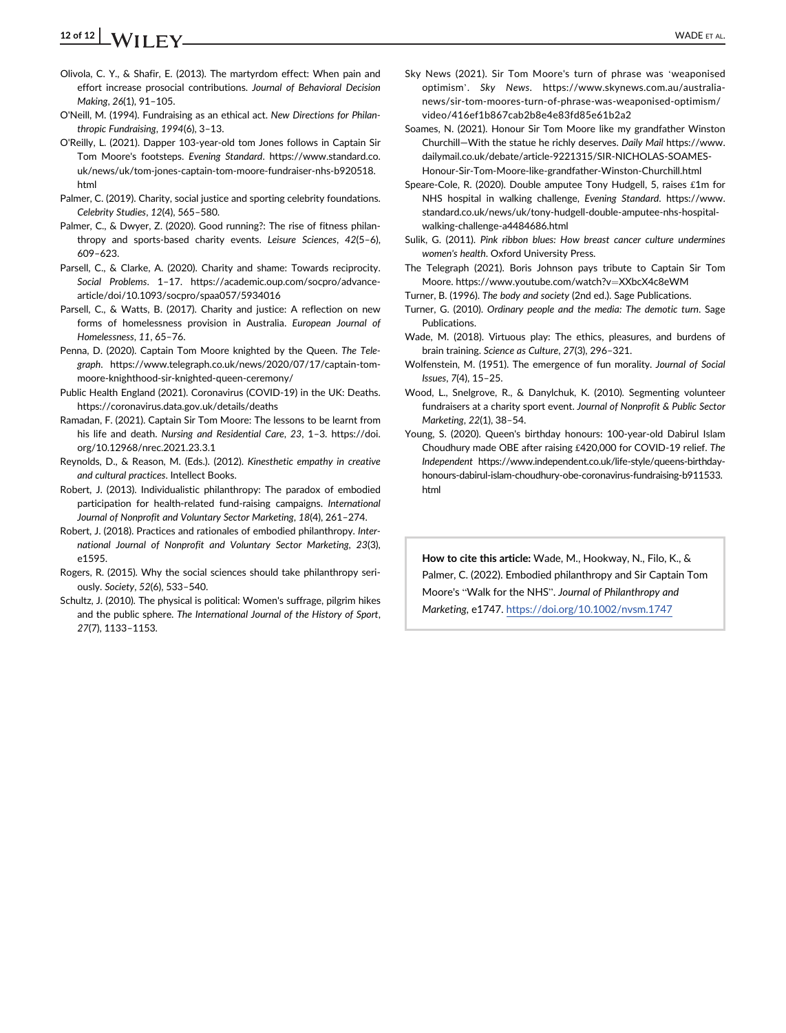Olivola, C. Y., & Shafir, E. (2013). The martyrdom effect: When pain and effort increase prosocial contributions. *Journal of Behavioral Decision Making*, *26*(1), 91–105.

O'Neill, M. (1994). Fundraising as an ethical act. *New Directions for Philanthropic Fundraising*, *1994*(6), 3–13.

O'Reilly, L. (2021). Dapper 103-year-old tom Jones follows in Captain Sir Tom Moore's footsteps. *Evening Standard*. https://www.standard.co.uk/news/uk/tom-jones-captain-tom-moore-fundraiser-nhs-b920518.html

Palmer, C. (2019). Charity, social justice and sporting celebrity foundations. *Celebrity Studies*, *12*(4), 565–580.

Palmer, C., & Dwyer, Z. (2020). Good running?: The rise of fitness philanthropy and sports-based charity events. *Leisure Sciences*, *42*(5–6), 609–623.

Parsell, C., & Clarke, A. (2020). Charity and shame: Towards reciprocity. *Social Problems*. 1–17. https://academic.oup.com/socpro/advance-article/doi/10.1093/socpro/spaa057/5934016

Parsell, C., & Watts, B. (2017). Charity and justice: A reflection on new forms of homelessness provision in Australia. *European Journal of Homelessness*, *11*, 65–76.

Penna, D. (2020). Captain Tom Moore knighted by the Queen. *The Telegraph*. https://www.telegraph.co.uk/news/2020/07/17/captain-tom-moore-knighthood-sir-knighted-queen-ceremony/

Public Health England (2021). Coronavirus (COVID-19) in the UK: Deaths. https://coronavirus.data.gov.uk/details/deaths

Ramadan, F. (2021). Captain Sir Tom Moore: The lessons to be learnt from his life and death. *Nursing and Residential Care*, *23*, 1–3. https://doi.org/10.12968/nrec.2021.23.3.1

Reynolds, D., & Reason, M. (Eds.). (2012). *Kinesthetic empathy in creative and cultural practices*. Intellect Books.

Robert, J. (2013). Individualistic philanthropy: The paradox of embodied participation for health-related fund-raising campaigns. *International Journal of Nonprofit and Voluntary Sector Marketing*, *18*(4), 261–274.

Robert, J. (2018). Practices and rationales of embodied philanthropy. *International Journal of Nonprofit and Voluntary Sector Marketing*, *23*(3), e1595.

Rogers, R. (2015). Why the social sciences should take philanthropy seriously. *Society*, *52*(6), 533–540.

Schultz, J. (2010). The physical is political: Women's suffrage, pilgrim hikes and the public sphere. *The International Journal of the History of Sport*, *27*(7), 1133–1153.

Sky News (2021). Sir Tom Moore's turn of phrase was 'weaponised optimism'. *Sky News*. https://www.skynews.com.au/australia-news/sir-tom-moores-turn-of-phrase-was-weaponised-optimism/video/416ef1b867cab2b8e4e83fd85e61b2a2

Soames, N. (2021). Honour Sir Tom Moore like my grandfather Winston Churchill—With the statue he richly deserves. *Daily Mail* https://www.dailymail.co.uk/debate/article-9221315/SIR-NICHOLAS-SOAMES-Honour-Sir-Tom-Moore-like-grandfather-Winston-Churchill.html

Speare-Cole, R. (2020). Double amputee Tony Hudgell, 5, raises £1m for NHS hospital in walking challenge, *Evening Standard*. https://www.standard.co.uk/news/uk/tony-hudgell-double-amputee-nhs-hospital-walking-challenge-a4484686.html

Sulik, G. (2011). *Pink ribbon blues: How breast cancer culture undermines women's health*. Oxford University Press.

The Telegraph (2021). Boris Johnson pays tribute to Captain Sir Tom Moore. https://www.youtube.com/watch?v=XXbcX4c8eWM

Turner, B. (1996). *The body and society* (2nd ed.). Sage Publications.

Turner, G. (2010). *Ordinary people and the media: The demotic turn*. Sage Publications.

Wade, M. (2018). Virtuous play: The ethics, pleasures, and burdens of brain training. *Science as Culture*, *27*(3), 296–321.

Wolfenstein, M. (1951). The emergence of fun morality. *Journal of Social Issues*, *7*(4), 15–25.

Wood, L., Snelgrove, R., & Danylchuk, K. (2010). Segmenting volunteer fundraisers at a charity sport event. *Journal of Nonprofit & Public Sector Marketing*, *22*(1), 38–54.

Young, S. (2020). Queen's birthday honours: 100-year-old Dabirul Islam Choudhury made OBE after raising £420,000 for COVID-19 relief. *The Independent* https://www.independent.co.uk/life-style/queens-birthday-honours-dabirul-islam-choudhury-obe-coronavirus-fundraising-b911533.html

**How to cite this article:** Wade, M., Hookway, N., Filo, K., & Palmer, C. (2022). Embodied philanthropy and Sir Captain Tom Moore's "Walk for the NHS". *Journal of Philanthropy and Marketing*, e1747. https://doi.org/10.1002/nvsm.1747